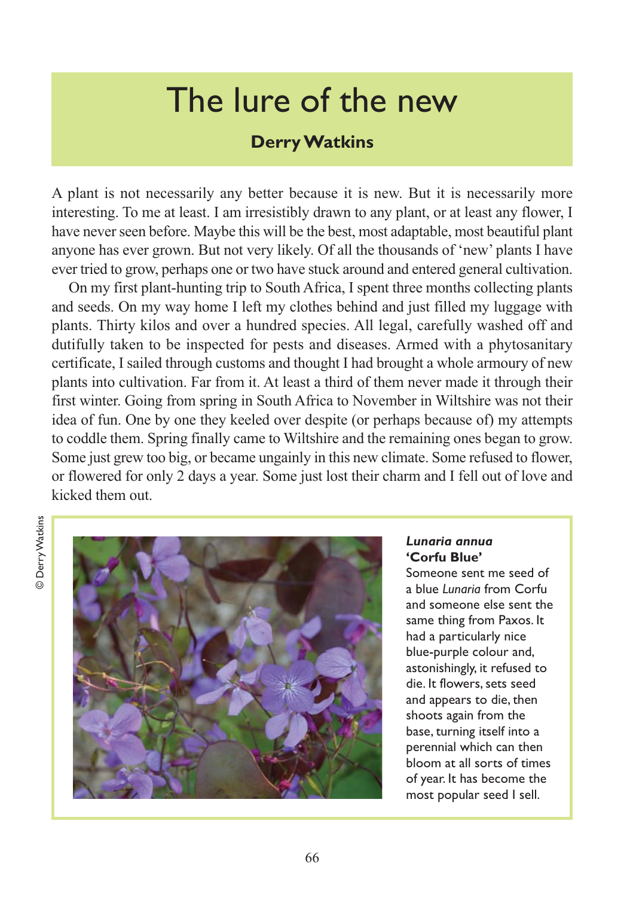# The lure of the new

**Derry Watkins**

A plant is not necessarily any better because it is new. But it is necessarily more interesting. To me at least. I am irresistibly drawn to any plant, or at least any flower, I have never seen before. Maybe this will be the best, most adaptable, most beautiful plant anyone has ever grown. But not very likely. Of all the thousands of 'new' plants I have ever tried to grow, perhaps one or two have stuck around and entered general cultivation.

On my first plant-hunting trip to South Africa, I spent three months collecting plants and seeds. On my way home I left my clothes behind and just filled my luggage with plants. Thirty kilos and over a hundred species. All legal, carefully washed off and dutifully taken to be inspected for pests and diseases. Armed with a phytosanitary certificate, I sailed through customs and thought I had brought a whole armoury of new plants into cultivation. Far from it. At least a third of them never made it through their first winter. Going from spring in South Africa to November in Wiltshire was not their idea of fun. One by one they keeled over despite (or perhaps because of) my attempts to coddle them. Spring finally came to Wiltshire and the remaining ones began to grow. Some just grew too big, or became ungainly in this new climate. Some refused to flower, or flowered for only 2 days a year. Some just lost their charm and I fell out of love and kicked them out.

© Derry Watkins

***Lunaria annua* 'Corfu Blue'**
Someone sent me seed of a blue *Lunaria* from Corfu and someone else sent the same thing from Paxos. It had a particularly nice blue-purple colour and, astonishingly, it refused to die. It flowers, sets seed and appears to die, then shoots again from the base, turning itself into a perennial which can then bloom at all sorts of times of year. It has become the most popular seed I sell.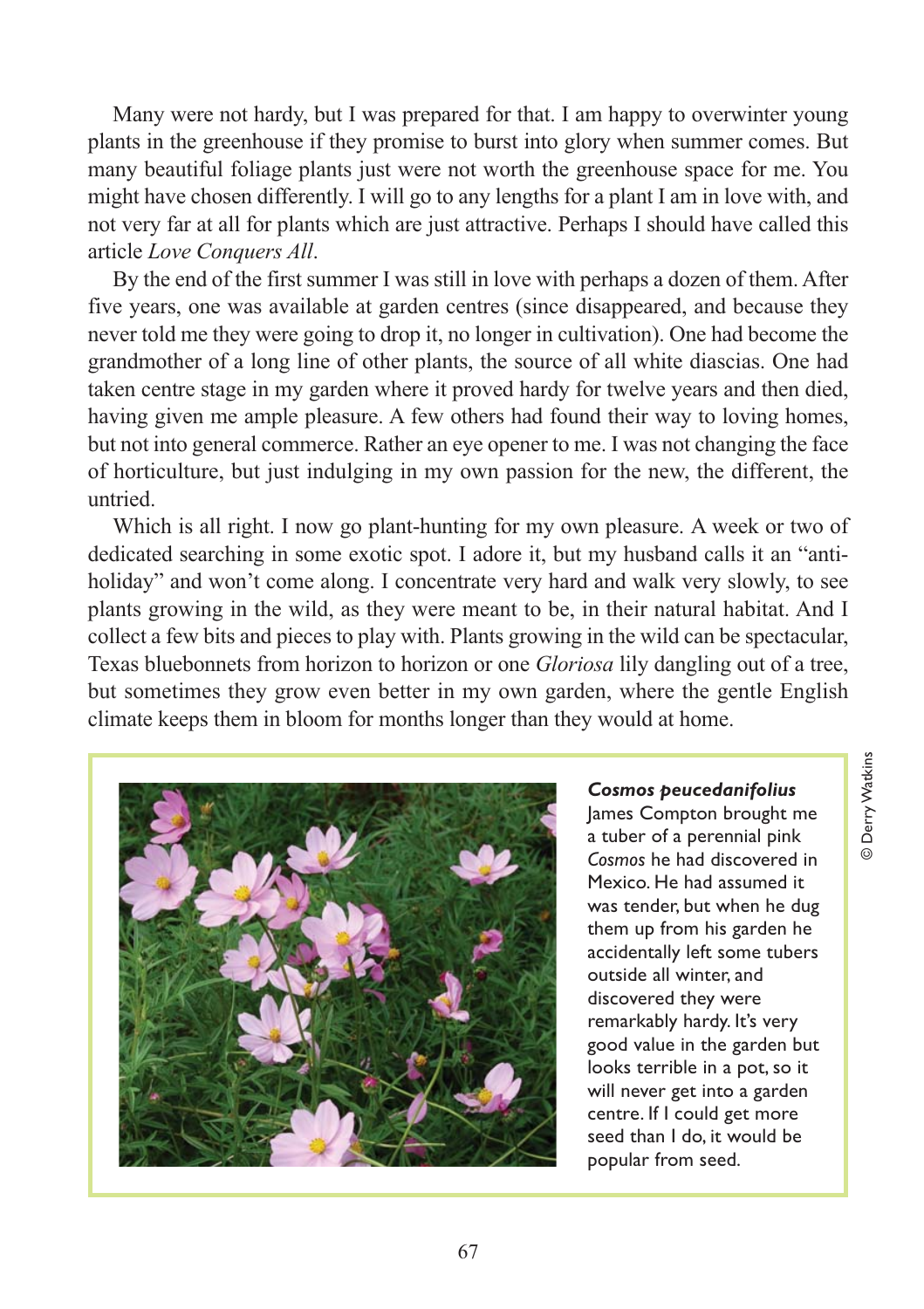Many were not hardy, but I was prepared for that. I am happy to overwinter young plants in the greenhouse if they promise to burst into glory when summer comes. But many beautiful foliage plants just were not worth the greenhouse space for me. You might have chosen differently. I will go to any lengths for a plant I am in love with, and not very far at all for plants which are just attractive. Perhaps I should have called this article *Love Conquers All*.

By the end of the first summer I was still in love with perhaps a dozen of them. After five years, one was available at garden centres (since disappeared, and because they never told me they were going to drop it, no longer in cultivation). One had become the grandmother of a long line of other plants, the source of all white diascias. One had taken centre stage in my garden where it proved hardy for twelve years and then died, having given me ample pleasure. A few others had found their way to loving homes, but not into general commerce. Rather an eye opener to me. I was not changing the face of horticulture, but just indulging in my own passion for the new, the different, the untried.

Which is all right. I now go plant-hunting for my own pleasure. A week or two of dedicated searching in some exotic spot. I adore it, but my husband calls it an "anti-holiday" and won't come along. I concentrate very hard and walk very slowly, to see plants growing in the wild, as they were meant to be, in their natural habitat. And I collect a few bits and pieces to play with. Plants growing in the wild can be spectacular, Texas bluebonnets from horizon to horizon or one *Gloriosa* lily dangling out of a tree, but sometimes they grow even better in my own garden, where the gentle English climate keeps them in bloom for months longer than they would at home.

***Cosmos peucedanifolius***
James Compton brought me a tuber of a perennial pink *Cosmos* he had discovered in Mexico. He had assumed it was tender, but when he dug them up from his garden he accidentally left some tubers outside all winter, and discovered they were remarkably hardy. It's very good value in the garden but looks terrible in a pot, so it will never get into a garden centre. If I could get more seed than I do, it would be popular from seed.

© Derry Watkins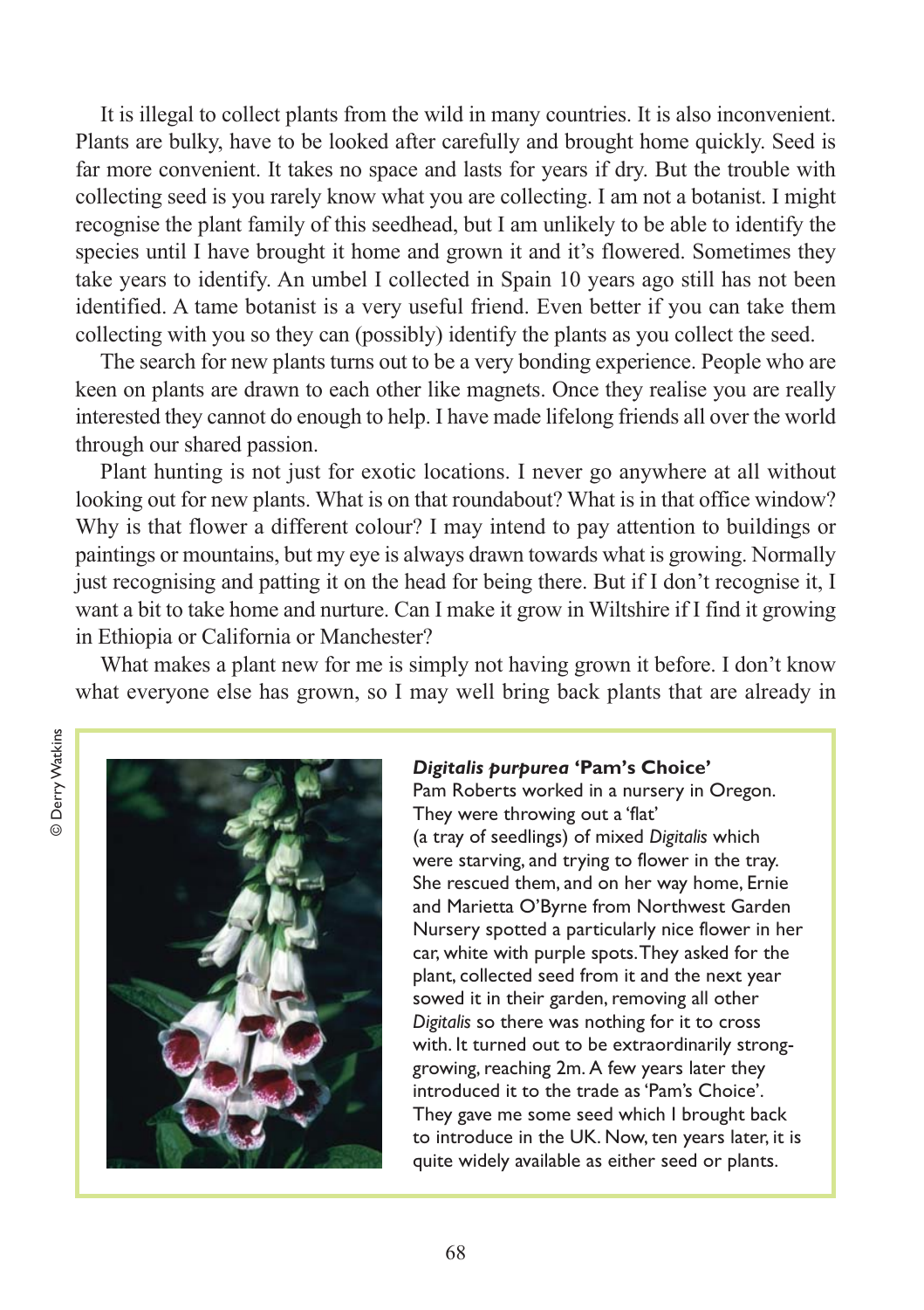It is illegal to collect plants from the wild in many countries. It is also inconvenient. Plants are bulky, have to be looked after carefully and brought home quickly. Seed is far more convenient. It takes no space and lasts for years if dry. But the trouble with collecting seed is you rarely know what you are collecting. I am not a botanist. I might recognise the plant family of this seedhead, but I am unlikely to be able to identify the species until I have brought it home and grown it and it's flowered. Sometimes they take years to identify. An umbel I collected in Spain 10 years ago still has not been identified. A tame botanist is a very useful friend. Even better if you can take them collecting with you so they can (possibly) identify the plants as you collect the seed.

The search for new plants turns out to be a very bonding experience. People who are keen on plants are drawn to each other like magnets. Once they realise you are really interested they cannot do enough to help. I have made lifelong friends all over the world through our shared passion.

Plant hunting is not just for exotic locations. I never go anywhere at all without looking out for new plants. What is on that roundabout? What is in that office window? Why is that flower a different colour? I may intend to pay attention to buildings or paintings or mountains, but my eye is always drawn towards what is growing. Normally just recognising and patting it on the head for being there. But if I don't recognise it, I want a bit to take home and nurture. Can I make it grow in Wiltshire if I find it growing in Ethiopia or California or Manchester?

What makes a plant new for me is simply not having grown it before. I don't know what everyone else has grown, so I may well bring back plants that are already in

© Derry Watkins

***Digitalis purpurea* 'Pam's Choice'**

Pam Roberts worked in a nursery in Oregon. They were throwing out a 'flat' (a tray of seedlings) of mixed *Digitalis* which were starving, and trying to flower in the tray. She rescued them, and on her way home, Ernie and Marietta O'Byrne from Northwest Garden Nursery spotted a particularly nice flower in her car, white with purple spots. They asked for the plant, collected seed from it and the next year sowed it in their garden, removing all other *Digitalis* so there was nothing for it to cross with. It turned out to be extraordinarily strong-growing, reaching 2m. A few years later they introduced it to the trade as 'Pam's Choice'. They gave me some seed which I brought back to introduce in the UK. Now, ten years later, it is quite widely available as either seed or plants.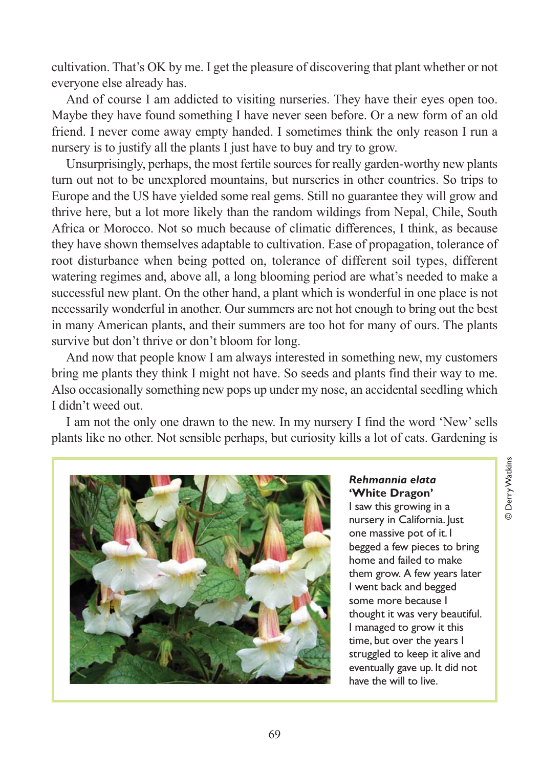cultivation. That's OK by me. I get the pleasure of discovering that plant whether or not everyone else already has.

And of course I am addicted to visiting nurseries. They have their eyes open too. Maybe they have found something I have never seen before. Or a new form of an old friend. I never come away empty handed. I sometimes think the only reason I run a nursery is to justify all the plants I just have to buy and try to grow.

Unsurprisingly, perhaps, the most fertile sources for really garden-worthy new plants turn out not to be unexplored mountains, but nurseries in other countries. So trips to Europe and the US have yielded some real gems. Still no guarantee they will grow and thrive here, but a lot more likely than the random wildings from Nepal, Chile, South Africa or Morocco. Not so much because of climatic differences, I think, as because they have shown themselves adaptable to cultivation. Ease of propagation, tolerance of root disturbance when being potted on, tolerance of different soil types, different watering regimes and, above all, a long blooming period are what's needed to make a successful new plant. On the other hand, a plant which is wonderful in one place is not necessarily wonderful in another. Our summers are not hot enough to bring out the best in many American plants, and their summers are too hot for many of ours. The plants survive but don't thrive or don't bloom for long.

And now that people know I am always interested in something new, my customers bring me plants they think I might not have. So seeds and plants find their way to me. Also occasionally something new pops up under my nose, an accidental seedling which I didn't weed out.

I am not the only one drawn to the new. In my nursery I find the word 'New' sells plants like no other. Not sensible perhaps, but curiosity kills a lot of cats. Gardening is

***Rehmannia elata* 'White Dragon'**
I saw this growing in a nursery in California. Just one massive pot of it. I begged a few pieces to bring home and failed to make them grow. A few years later I went back and begged some more because I thought it was very beautiful. I managed to grow it this time, but over the years I struggled to keep it alive and eventually gave up. It did not have the will to live.

© Derry Watkins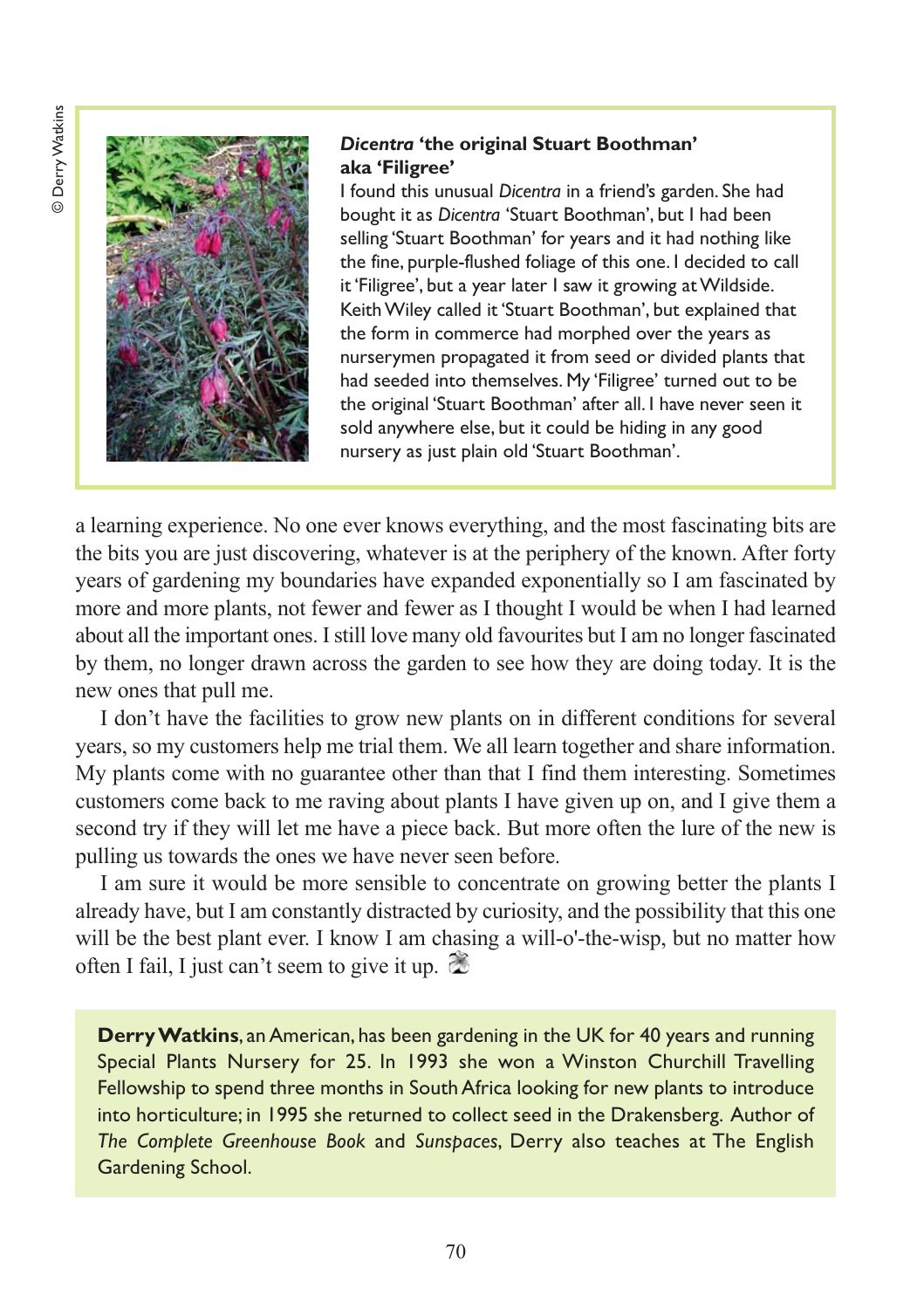© Derry Watkins

***Dicentra* 'the original Stuart Boothman' aka 'Filigree'**

I found this unusual *Dicentra* in a friend's garden. She had bought it as *Dicentra* 'Stuart Boothman', but I had been selling 'Stuart Boothman' for years and it had nothing like the fine, purple-flushed foliage of this one. I decided to call it 'Filigree', but a year later I saw it growing at Wildside. Keith Wiley called it 'Stuart Boothman', but explained that the form in commerce had morphed over the years as nurserymen propagated it from seed or divided plants that had seeded into themselves. My 'Filigree' turned out to be the original 'Stuart Boothman' after all. I have never seen it sold anywhere else, but it could be hiding in any good nursery as just plain old 'Stuart Boothman'.

a learning experience. No one ever knows everything, and the most fascinating bits are the bits you are just discovering, whatever is at the periphery of the known. After forty years of gardening my boundaries have expanded exponentially so I am fascinated by more and more plants, not fewer and fewer as I thought I would be when I had learned about all the important ones. I still love many old favourites but I am no longer fascinated by them, no longer drawn across the garden to see how they are doing today. It is the new ones that pull me.

I don't have the facilities to grow new plants on in different conditions for several years, so my customers help me trial them. We all learn together and share information. My plants come with no guarantee other than that I find them interesting. Sometimes customers come back to me raving about plants I have given up on, and I give them a second try if they will let me have a piece back. But more often the lure of the new is pulling us towards the ones we have never seen before.

I am sure it would be more sensible to concentrate on growing better the plants I already have, but I am constantly distracted by curiosity, and the possibility that this one will be the best plant ever. I know I am chasing a will-o'-the-wisp, but no matter how often I fail, I just can't seem to give it up.

**Derry Watkins**, an American, has been gardening in the UK for 40 years and running Special Plants Nursery for 25. In 1993 she won a Winston Churchill Travelling Fellowship to spend three months in South Africa looking for new plants to introduce into horticulture; in 1995 she returned to collect seed in the Drakensberg. Author of *The Complete Greenhouse Book* and *Sunspaces*, Derry also teaches at The English Gardening School.